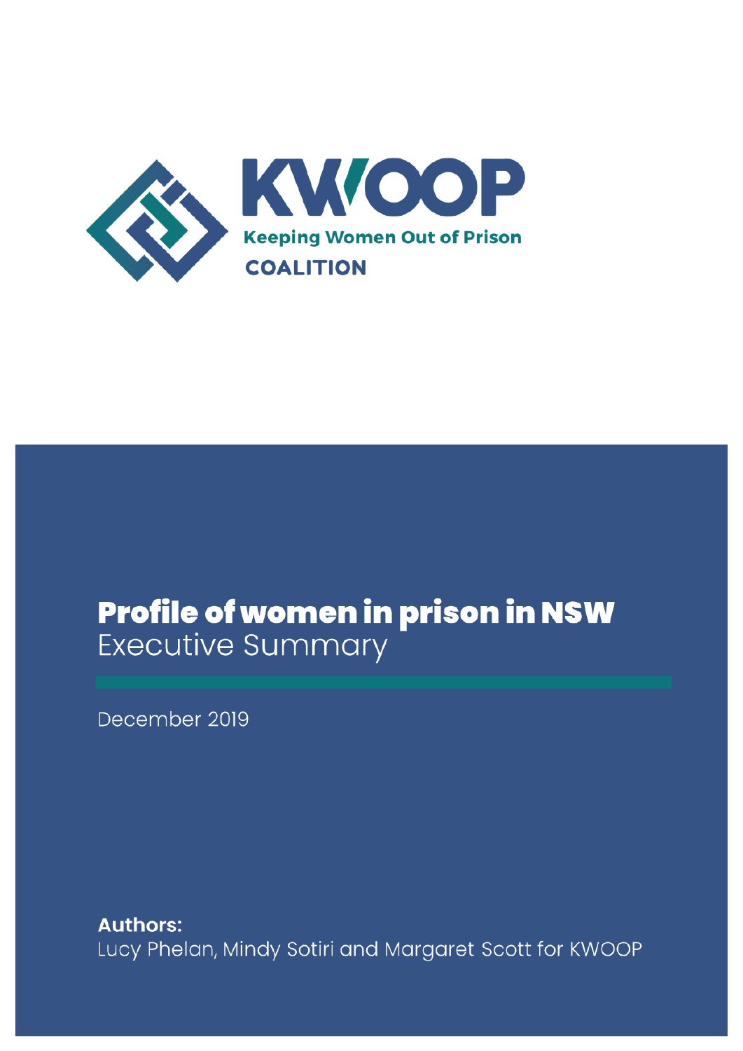KWOOP

Keeping Women Out of Prison

COALITION

# Profile of women in prison in NSW

Executive Summary

December 2019

**Authors:**

Lucy Phelan, Mindy Sotiri and Margaret Scott for KWOOP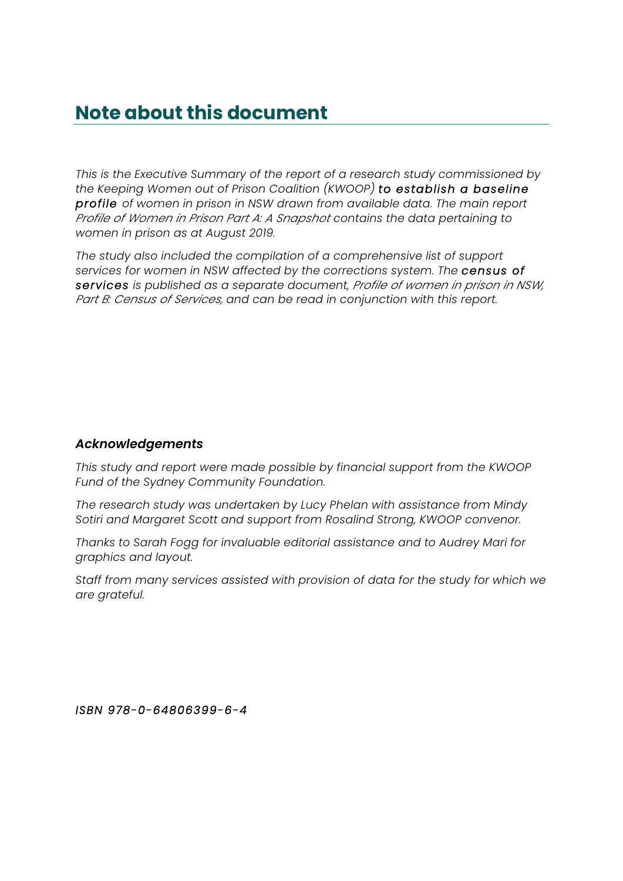# Note about this document

*This is the Executive Summary of the report of a research study commissioned by the Keeping Women out of Prison Coalition (KWOOP)* ***to establish a baseline profile*** *of women in prison in NSW drawn from available data. The main report Profile of Women in Prison Part A: A Snapshot contains the data pertaining to women in prison as at August 2019.*

*The study also included the compilation of a comprehensive list of support services for women in NSW affected by the corrections system. The* ***census of services*** *is published as a separate document, Profile of women in prison in NSW, Part B: Census of Services, and can be read in conjunction with this report.*

### *Acknowledgements*

*This study and report were made possible by financial support from the KWOOP Fund of the Sydney Community Foundation.*

*The research study was undertaken by Lucy Phelan with assistance from Mindy Sotiri and Margaret Scott and support from Rosalind Strong, KWOOP convenor.*

*Thanks to Sarah Fogg for invaluable editorial assistance and to Audrey Mari for graphics and layout.*

*Staff from many services assisted with provision of data for the study for which we are grateful.*

*ISBN 978-0-64806399-6-4*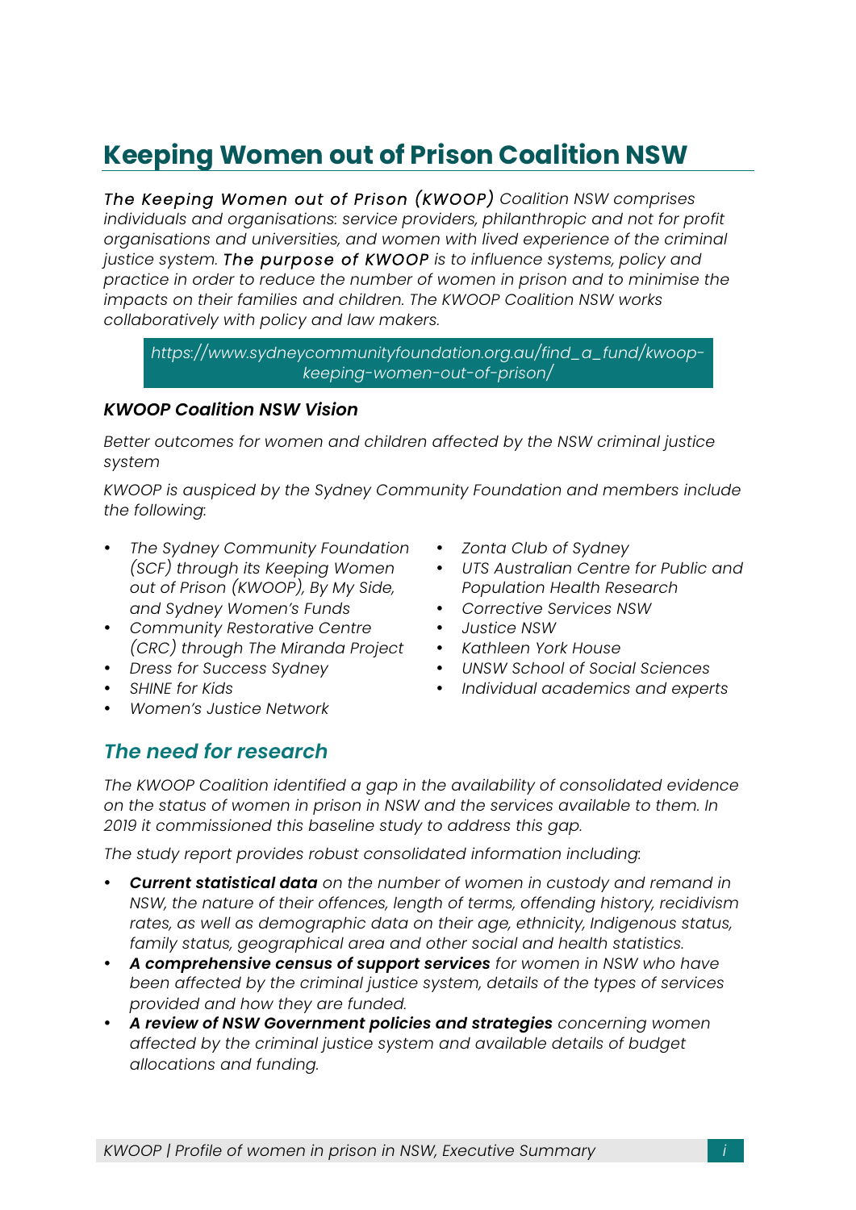# Keeping Women out of Prison Coalition NSW

*The Keeping Women out of Prison (KWOOP) Coalition NSW comprises individuals and organisations: service providers, philanthropic and not for profit organisations and universities, and women with lived experience of the criminal justice system. The purpose of KWOOP is to influence systems, policy and practice in order to reduce the number of women in prison and to minimise the impacts on their families and children. The KWOOP Coalition NSW works collaboratively with policy and law makers.*

*https://www.sydneycommunityfoundation.org.au/find_a_fund/kwoop-keeping-women-out-of-prison/*

### ***KWOOP Coalition NSW Vision***

*Better outcomes for women and children affected by the NSW criminal justice system*

*KWOOP is auspiced by the Sydney Community Foundation and members include the following:*

- *The Sydney Community Foundation (SCF) through its Keeping Women out of Prison (KWOOP), By My Side, and Sydney Women's Funds*
- *Community Restorative Centre (CRC) through The Miranda Project*
- *Dress for Success Sydney*
- *SHINE for Kids*
- *Women's Justice Network*
- *Zonta Club of Sydney*
- *UTS Australian Centre for Public and Population Health Research*
- *Corrective Services NSW*
- *Justice NSW*
- *Kathleen York House*
- *UNSW School of Social Sciences*
- *Individual academics and experts*

## *The need for research*

*The KWOOP Coalition identified a gap in the availability of consolidated evidence on the status of women in prison in NSW and the services available to them. In 2019 it commissioned this baseline study to address this gap.*

*The study report provides robust consolidated information including:*

- ***Current statistical data** on the number of women in custody and remand in NSW, the nature of their offences, length of terms, offending history, recidivism rates, as well as demographic data on their age, ethnicity, Indigenous status, family status, geographical area and other social and health statistics.*
- ***A comprehensive census of support services** for women in NSW who have been affected by the criminal justice system, details of the types of services provided and how they are funded.*
- ***A review of NSW Government policies and strategies** concerning women affected by the criminal justice system and available details of budget allocations and funding.*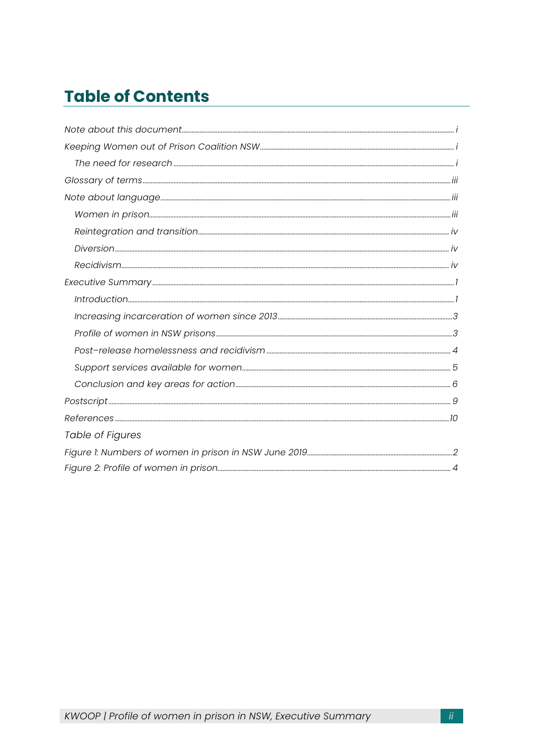# Table of Contents

*Note about this document* ........ *i*

*Keeping Women out of Prison Coalition NSW* ........ *i*

- *The need for research* ........ *i*

*Glossary of terms* ........ *iii*

*Note about language* ........ *iii*

- *Women in prison* ........ *iii*
- *Reintegration and transition* ........ *iv*
- *Diversion* ........ *iv*
- *Recidivism* ........ *iv*

*Executive Summary* ........ *1*

- *Introduction* ........ *1*
- *Increasing incarceration of women since 2013* ........ *3*
- *Profile of women in NSW prisons* ........ *3*
- *Post–release homelessness and recidivism* ........ *4*
- *Support services available for women* ........ *5*
- *Conclusion and key areas for action* ........ *6*

*Postscript* ........ *9*

*References* ........ *10*

*Table of Figures*

*Figure 1: Numbers of women in prison in NSW June 2019* ........ *2*

*Figure 2: Profile of women in prison* ........ *4*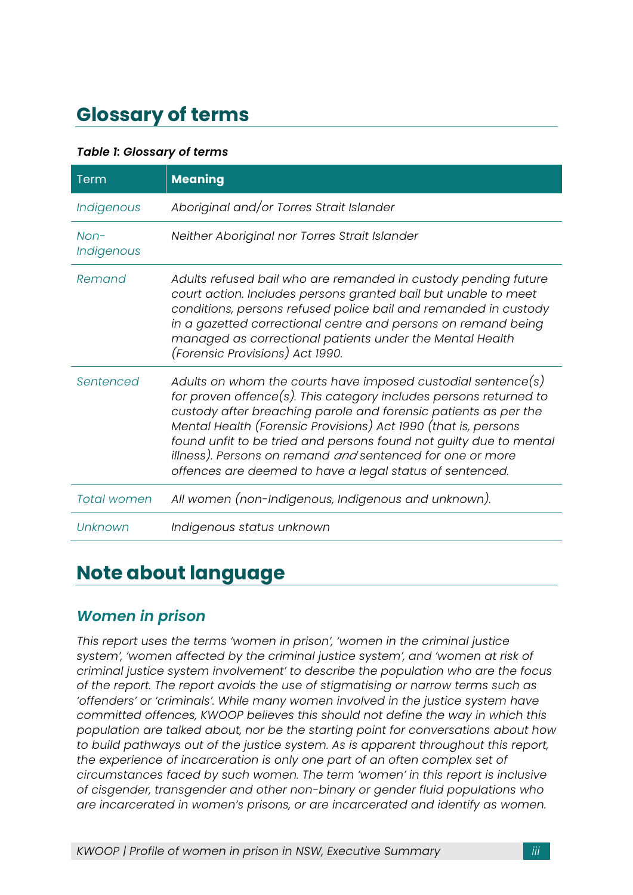# Glossary of terms

***Table 1: Glossary of terms***

| Term | Meaning |
|---|---|
| *Indigenous* | *Aboriginal and/or Torres Strait Islander* |
| *Non-Indigenous* | *Neither Aboriginal nor Torres Strait Islander* |
| *Remand* | *Adults refused bail who are remanded in custody pending future court action. Includes persons granted bail but unable to meet conditions, persons refused police bail and remanded in custody in a gazetted correctional centre and persons on remand being managed as correctional patients under the Mental Health (Forensic Provisions) Act 1990.* |
| *Sentenced* | *Adults on whom the courts have imposed custodial sentence(s) for proven offence(s). This category includes persons returned to custody after breaching parole and forensic patients as per the Mental Health (Forensic Provisions) Act 1990 (that is, persons found unfit to be tried and persons found not guilty due to mental illness). Persons on remand and sentenced for one or more offences are deemed to have a legal status of sentenced.* |
| *Total women* | *All women (non-Indigenous, Indigenous and unknown).* |
| *Unknown* | *Indigenous status unknown* |

# Note about language

## *Women in prison*

*This report uses the terms 'women in prison', 'women in the criminal justice system', 'women affected by the criminal justice system', and 'women at risk of criminal justice system involvement' to describe the population who are the focus of the report. The report avoids the use of stigmatising or narrow terms such as 'offenders' or 'criminals'. While many women involved in the justice system have committed offences, KWOOP believes this should not define the way in which this population are talked about, nor be the starting point for conversations about how to build pathways out of the justice system. As is apparent throughout this report, the experience of incarceration is only one part of an often complex set of circumstances faced by such women. The term 'women' in this report is inclusive of cisgender, transgender and other non-binary or gender fluid populations who are incarcerated in women's prisons, or are incarcerated and identify as women.*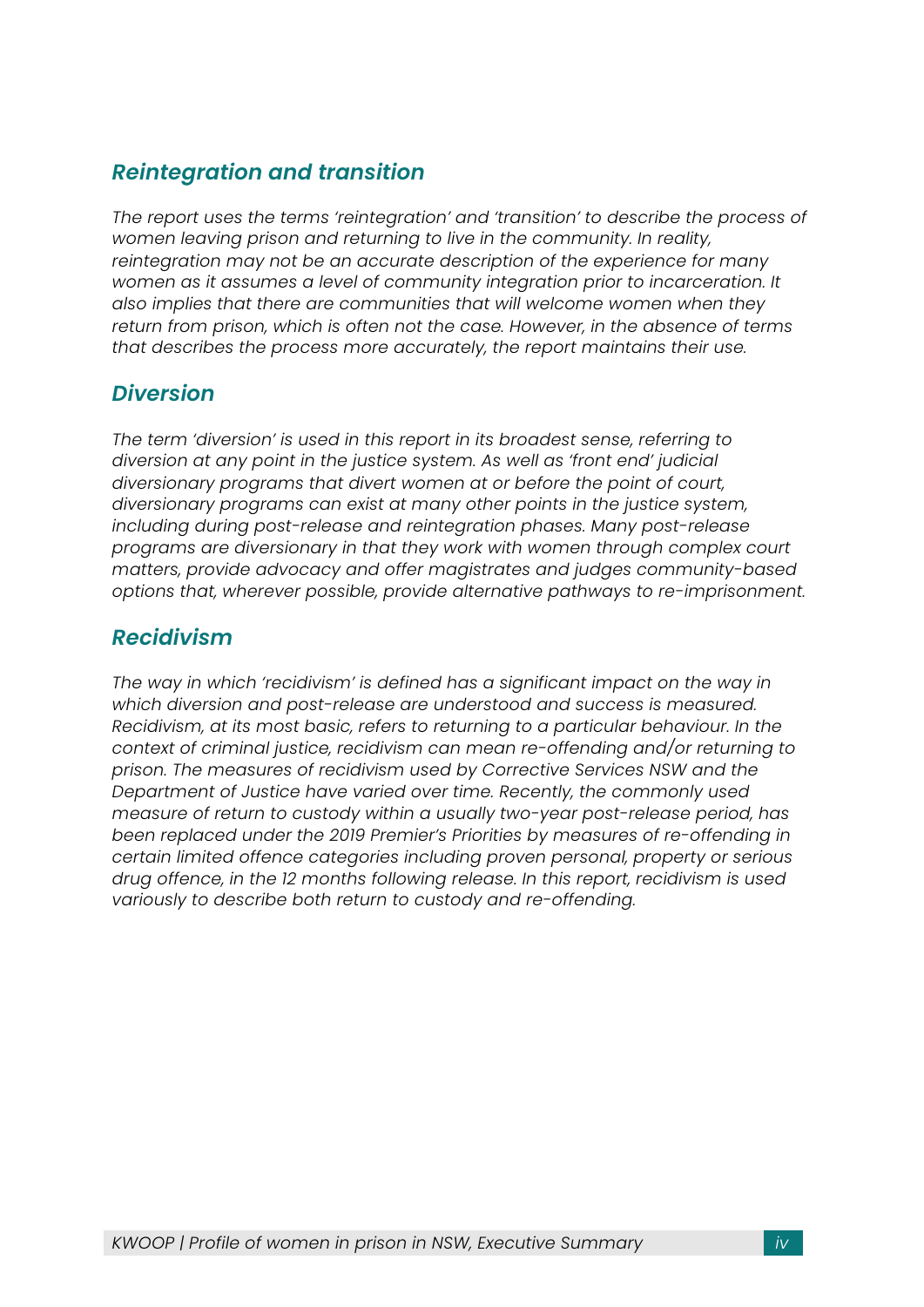## *Reintegration and transition*

*The report uses the terms 'reintegration' and 'transition' to describe the process of women leaving prison and returning to live in the community. In reality, reintegration may not be an accurate description of the experience for many women as it assumes a level of community integration prior to incarceration. It also implies that there are communities that will welcome women when they return from prison, which is often not the case. However, in the absence of terms that describes the process more accurately, the report maintains their use.*

## *Diversion*

*The term 'diversion' is used in this report in its broadest sense, referring to diversion at any point in the justice system. As well as 'front end' judicial diversionary programs that divert women at or before the point of court, diversionary programs can exist at many other points in the justice system, including during post-release and reintegration phases. Many post-release programs are diversionary in that they work with women through complex court matters, provide advocacy and offer magistrates and judges community-based options that, wherever possible, provide alternative pathways to re-imprisonment.*

## *Recidivism*

*The way in which 'recidivism' is defined has a significant impact on the way in which diversion and post-release are understood and success is measured. Recidivism, at its most basic, refers to returning to a particular behaviour. In the context of criminal justice, recidivism can mean re-offending and/or returning to prison. The measures of recidivism used by Corrective Services NSW and the Department of Justice have varied over time. Recently, the commonly used measure of return to custody within a usually two-year post-release period, has been replaced under the 2019 Premier's Priorities by measures of re-offending in certain limited offence categories including proven personal, property or serious drug offence, in the 12 months following release. In this report, recidivism is used variously to describe both return to custody and re-offending.*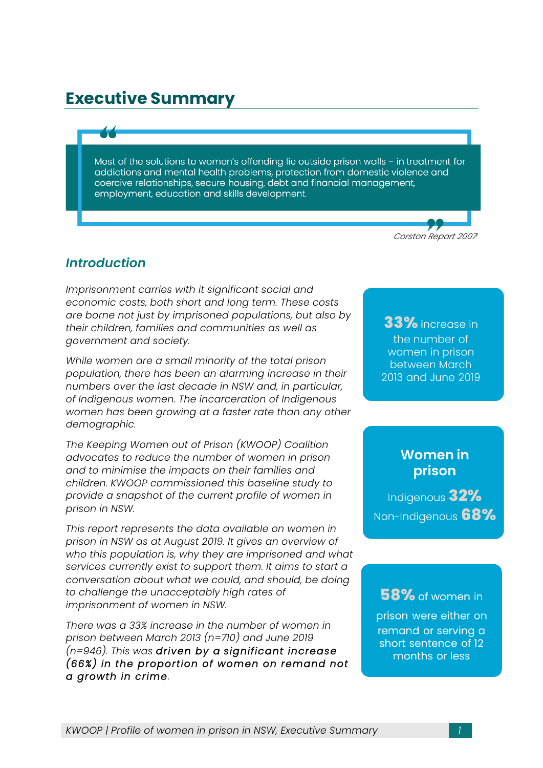# Executive Summary

> Most of the solutions to women's offending lie outside prison walls – in treatment for addictions and mental health problems, protection from domestic violence and coercive relationships, secure housing, debt and financial management, employment, education and skills development.
>
> *Corston Report 2007*

## *Introduction*

*Imprisonment carries with it significant social and economic costs, both short and long term. These costs are borne not just by imprisoned populations, but also by their children, families and communities as well as government and society.*

*While women are a small minority of the total prison population, there has been an alarming increase in their numbers over the last decade in NSW and, in particular, of Indigenous women. The incarceration of Indigenous women has been growing at a faster rate than any other demographic.*

*The Keeping Women out of Prison (KWOOP) Coalition advocates to reduce the number of women in prison and to minimise the impacts on their families and children. KWOOP commissioned this baseline study to provide a snapshot of the current profile of women in prison in NSW.*

*This report represents the data available on women in prison in NSW as at August 2019. It gives an overview of who this population is, why they are imprisoned and what services currently exist to support them. It aims to start a conversation about what we could, and should, be doing to challenge the unacceptably high rates of imprisonment of women in NSW.*

*There was a 33% increase in the number of women in prison between March 2013 (n=710) and June 2019 (n=946). This was* ***driven by a significant increase (66%) in the proportion of women on remand not a growth in crime****.*

**33%** increase in the number of women in prison between March 2013 and June 2019

**Women in prison**

Indigenous **32%**

Non-Indigenous **68%**

**58%** of women in prison were either on remand or serving a short sentence of 12 months or less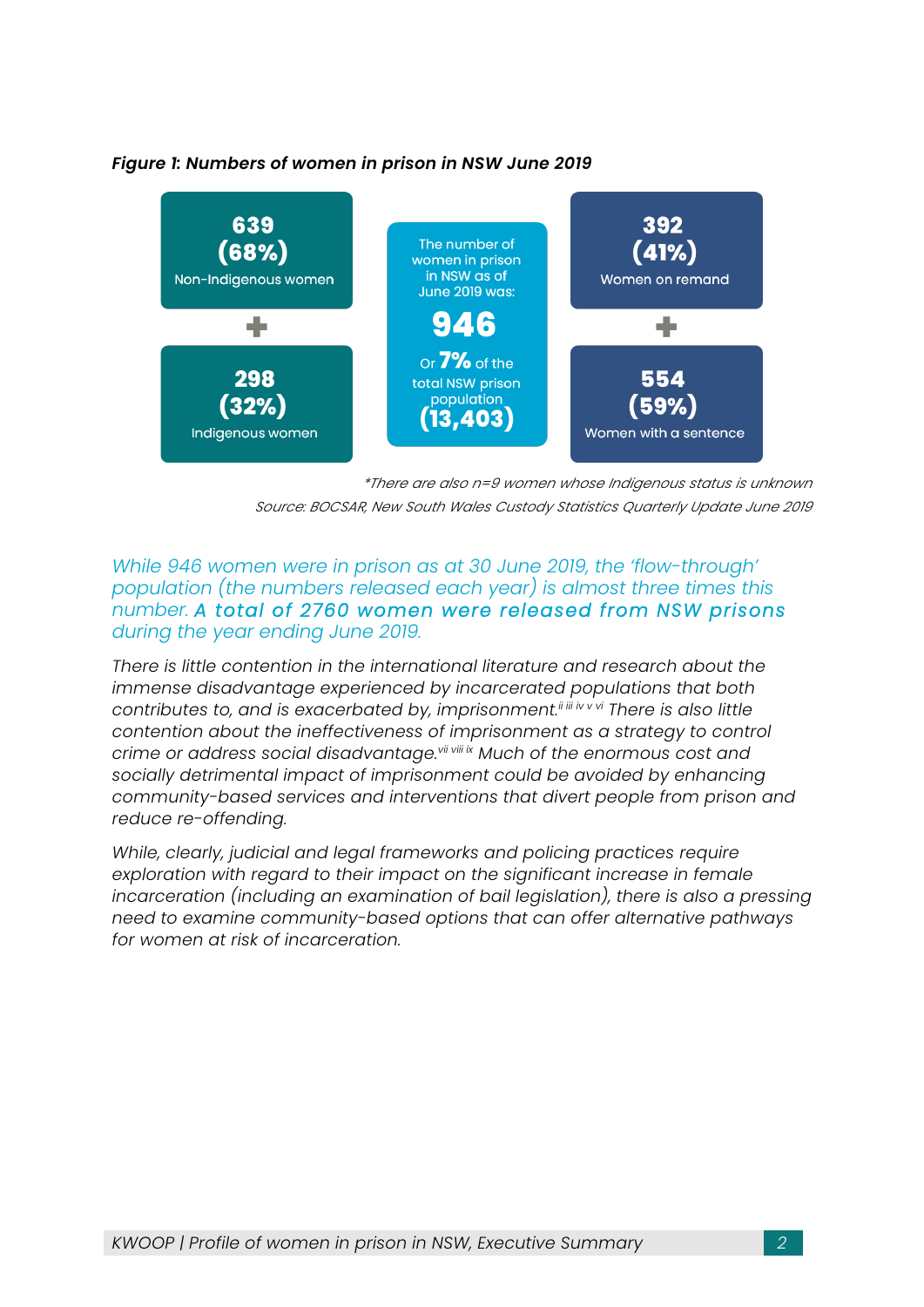*Figure 1: Numbers of women in prison in NSW June 2019*

**639 (68%)** Non-Indigenous women

+

**298 (32%)** Indigenous women

The number of women in prison in NSW as of June 2019 was: **946** Or **7%** of the total NSW prison population **(13,403)**

**392 (41%)** Women on remand

+

**554 (59%)** Women with a sentence

*There are also n=9 women whose Indigenous status is unknown

*Source: BOCSAR, New South Wales Custody Statistics Quarterly Update June 2019*

*While 946 women were in prison as at 30 June 2019, the 'flow-through' population (the numbers released each year) is almost three times this number.* ***A total of 2760 women were released from NSW prisons*** *during the year ending June 2019.*

*There is little contention in the international literature and research about the immense disadvantage experienced by incarcerated populations that both contributes to, and is exacerbated by, imprisonment.*[ii iii iv v vi] *There is also little contention about the ineffectiveness of imprisonment as a strategy to control crime or address social disadvantage.*[vii viii ix] *Much of the enormous cost and socially detrimental impact of imprisonment could be avoided by enhancing community-based services and interventions that divert people from prison and reduce re-offending.*

*While, clearly, judicial and legal frameworks and policing practices require exploration with regard to their impact on the significant increase in female incarceration (including an examination of bail legislation), there is also a pressing need to examine community-based options that can offer alternative pathways for women at risk of incarceration.*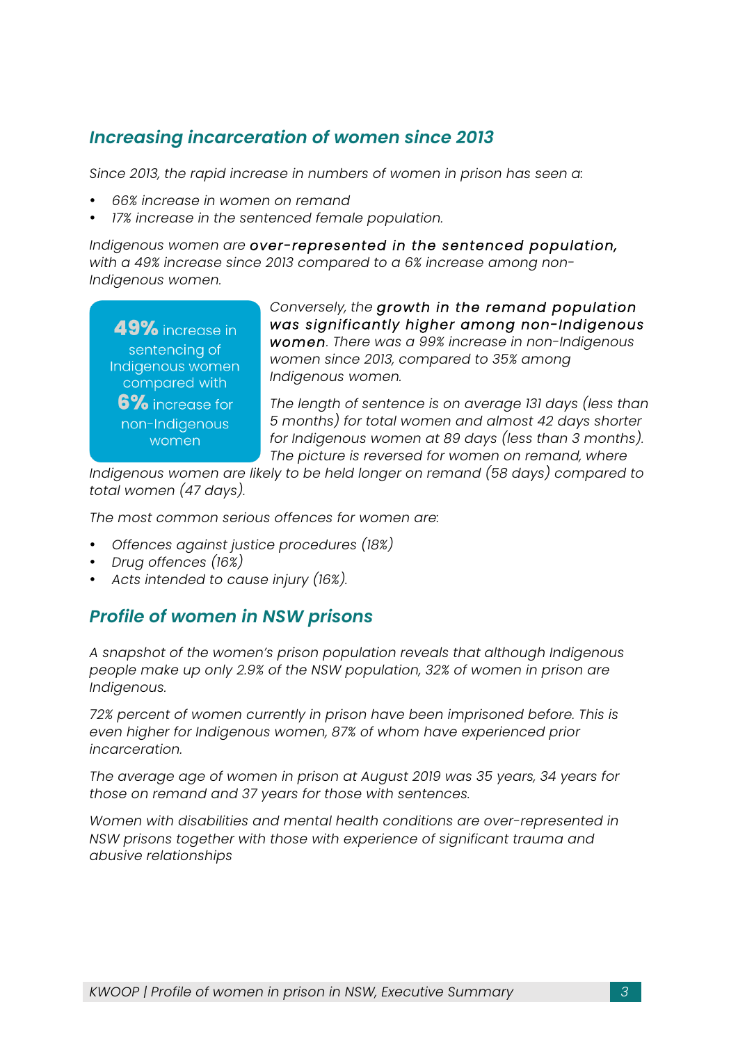## *Increasing incarceration of women since 2013*

*Since 2013, the rapid increase in numbers of women in prison has seen a:*

- *66% increase in women on remand*
- *17% increase in the sentenced female population.*

*Indigenous women are* ***over-represented in the sentenced population,*** *with a 49% increase since 2013 compared to a 6% increase among non-Indigenous women.*

**49%** increase in sentencing of Indigenous women compared with **6%** increase for non-Indigenous women

*Conversely, the* ***growth in the remand population was significantly higher among non-Indigenous women****. There was a 99% increase in non-Indigenous women since 2013, compared to 35% among Indigenous women.*

*The length of sentence is on average 131 days (less than 5 months) for total women and almost 42 days shorter for Indigenous women at 89 days (less than 3 months). The picture is reversed for women on remand, where Indigenous women are likely to be held longer on remand (58 days) compared to total women (47 days).*

*The most common serious offences for women are:*

- *Offences against justice procedures (18%)*
- *Drug offences (16%)*
- *Acts intended to cause injury (16%).*

## *Profile of women in NSW prisons*

*A snapshot of the women's prison population reveals that although Indigenous people make up only 2.9% of the NSW population, 32% of women in prison are Indigenous.*

*72% percent of women currently in prison have been imprisoned before. This is even higher for Indigenous women, 87% of whom have experienced prior incarceration.*

*The average age of women in prison at August 2019 was 35 years, 34 years for those on remand and 37 years for those with sentences.*

*Women with disabilities and mental health conditions are over-represented in NSW prisons together with those with experience of significant trauma and abusive relationships*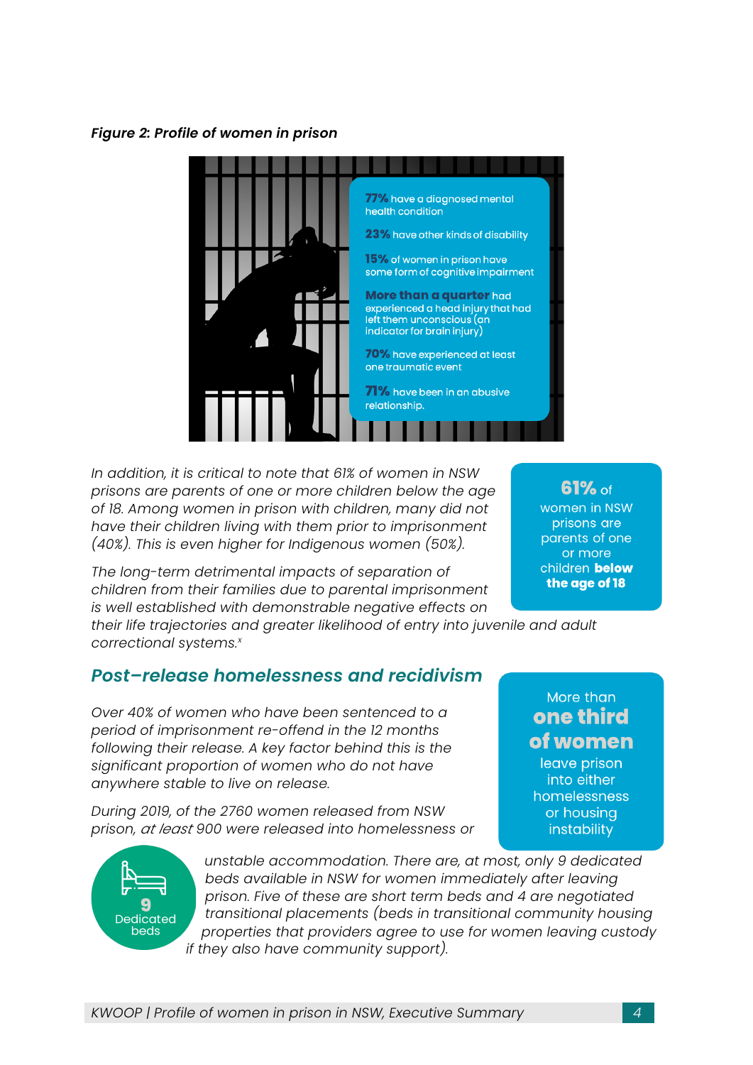***Figure 2: Profile of women in prison***

**77%** have a diagnosed mental health condition

**23%** have other kinds of disability

**15%** of women in prison have some form of cognitive impairment

**More than a quarter** had experienced a head injury that had left them unconscious (an indicator for brain injury)

**70%** have experienced at least one traumatic event

**71%** have been in an abusive relationship.

*In addition, it is critical to note that 61% of women in NSW prisons are parents of one or more children below the age of 18. Among women in prison with children, many did not have their children living with them prior to imprisonment (40%). This is even higher for Indigenous women (50%).*

**61%** of women in NSW prisons are parents of one or more children **below the age of 18**

*The long-term detrimental impacts of separation of children from their families due to parental imprisonment is well established with demonstrable negative effects on their life trajectories and greater likelihood of entry into juvenile and adult correctional systems.*[x]

## *Post–release homelessness and recidivism*

*Over 40% of women who have been sentenced to a period of imprisonment re-offend in the 12 months following their release. A key factor behind this is the significant proportion of women who do not have anywhere stable to live on release.*

More than **one third of women** leave prison into either homelessness or housing instability

*During 2019, of the 2760 women released from NSW prison, at least 900 were released into homelessness or unstable accommodation. There are, at most, only 9 dedicated beds available in NSW for women immediately after leaving prison. Five of these are short term beds and 4 are negotiated transitional placements (beds in transitional community housing properties that providers agree to use for women leaving custody if they also have community support).*

**9** Dedicated beds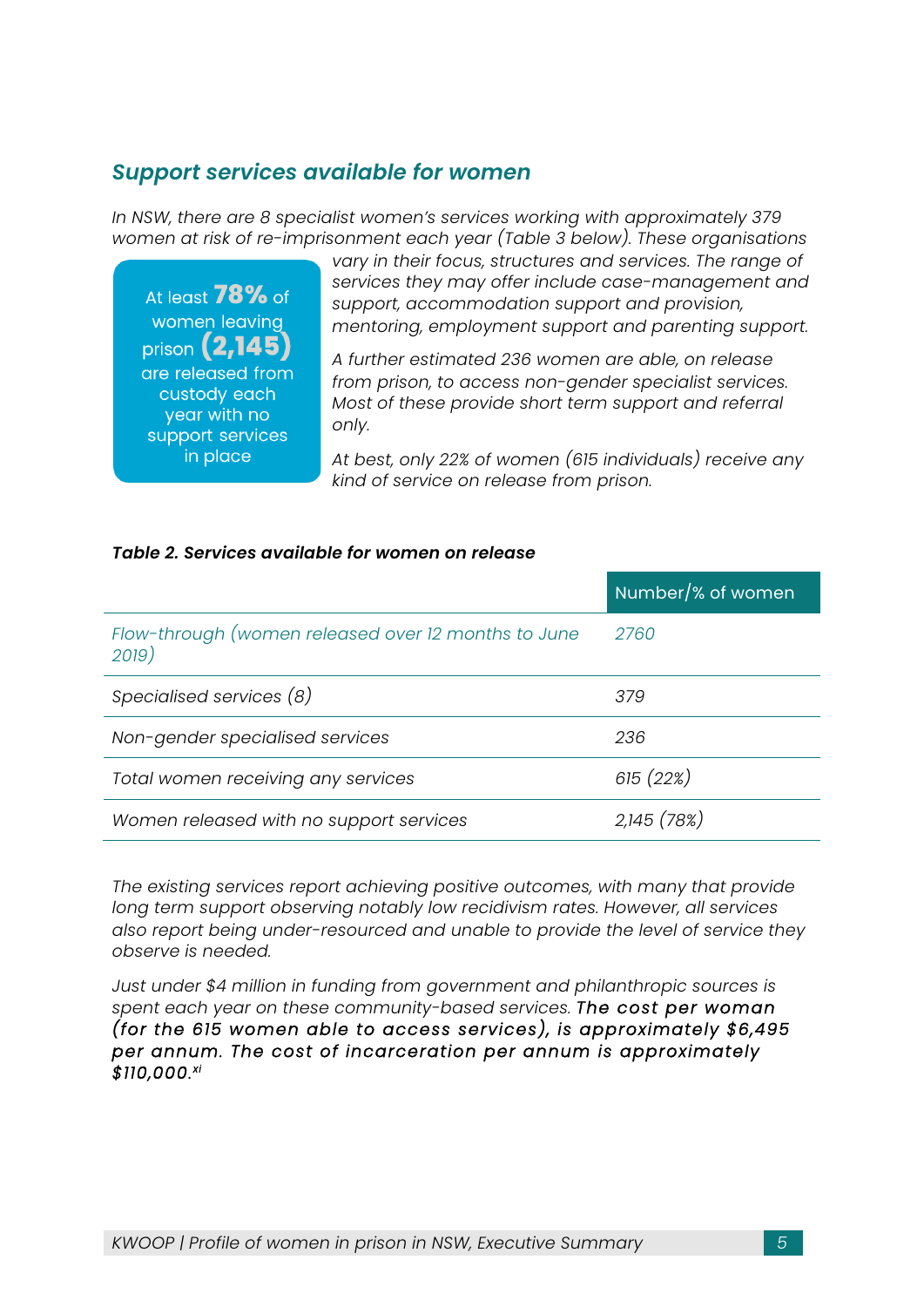## *Support services available for women*

*In NSW, there are 8 specialist women's services working with approximately 379 women at risk of re-imprisonment each year (Table 3 below). These organisations vary in their focus, structures and services. The range of services they may offer include case-management and support, accommodation support and provision, mentoring, employment support and parenting support.*

> At least **78%** of women leaving prison **(2,145)** are released from custody each year with no support services in place

*A further estimated 236 women are able, on release from prison, to access non-gender specialist services. Most of these provide short term support and referral only.*

*At best, only 22% of women (615 individuals) receive any kind of service on release from prison.*

***Table 2. Services available for women on release***

| | Number/% of women |
|---|---|
| *Flow-through (women released over 12 months to June 2019)* | *2760* |
| *Specialised services (8)* | *379* |
| *Non-gender specialised services* | *236* |
| *Total women receiving any services* | *615 (22%)* |
| *Women released with no support services* | *2,145 (78%)* |

*The existing services report achieving positive outcomes, with many that provide long term support observing notably low recidivism rates. However, all services also report being under-resourced and unable to provide the level of service they observe is needed.*

*Just under $4 million in funding from government and philanthropic sources is spent each year on these community-based services.* ***The cost per woman (for the 615 women able to access services), is approximately $6,495 per annum. The cost of incarceration per annum is approximately $110,000.***[xi]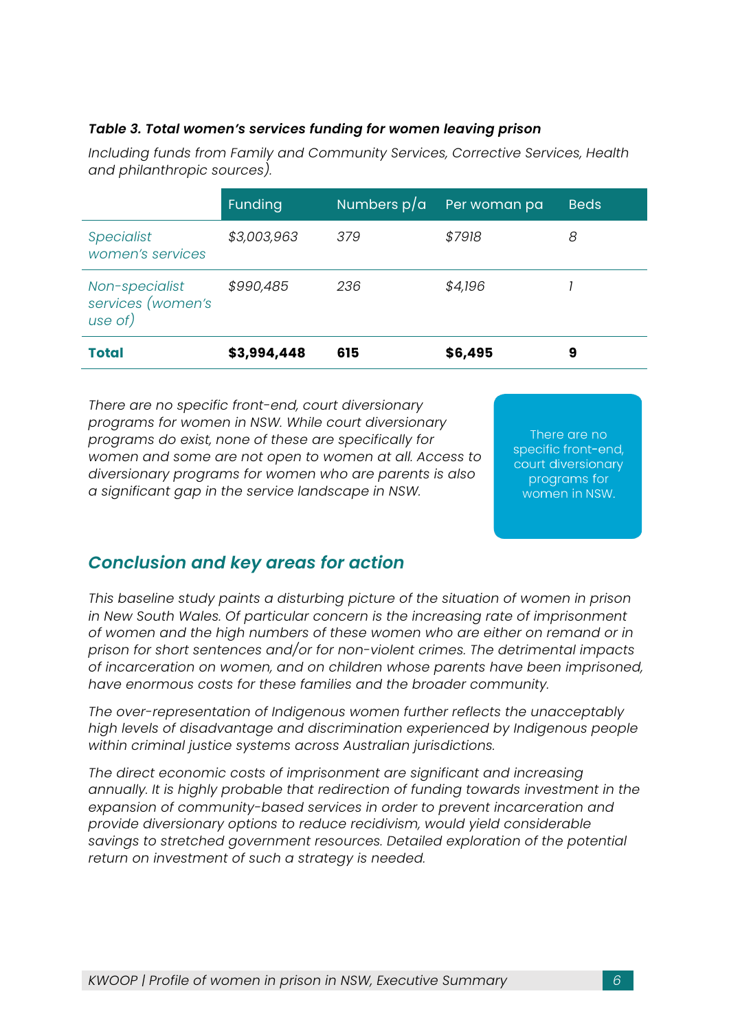***Table 3. Total women's services funding for women leaving prison***

*Including funds from Family and Community Services, Corrective Services, Health and philanthropic sources).*

| | Funding | Numbers p/a | Per woman pa | Beds |
|---|---|---|---|---|
| *Specialist women's services* | *$3,003,963* | *379* | *$7918* | *8* |
| *Non-specialist services (women's use of)* | *$990,485* | *236* | *$4,196* | *1* |
| **Total** | **$3,994,448** | **615** | **$6,495** | **9** |

*There are no specific front-end, court diversionary programs for women in NSW. While court diversionary programs do exist, none of these are specifically for women and some are not open to women at all. Access to diversionary programs for women who are parents is also a significant gap in the service landscape in NSW.*

There are no specific front-end, court diversionary programs for women in NSW.

## *Conclusion and key areas for action*

*This baseline study paints a disturbing picture of the situation of women in prison in New South Wales. Of particular concern is the increasing rate of imprisonment of women and the high numbers of these women who are either on remand or in prison for short sentences and/or for non-violent crimes. The detrimental impacts of incarceration on women, and on children whose parents have been imprisoned, have enormous costs for these families and the broader community.*

*The over-representation of Indigenous women further reflects the unacceptably high levels of disadvantage and discrimination experienced by Indigenous people within criminal justice systems across Australian jurisdictions.*

*The direct economic costs of imprisonment are significant and increasing annually. It is highly probable that redirection of funding towards investment in the expansion of community-based services in order to prevent incarceration and provide diversionary options to reduce recidivism, would yield considerable savings to stretched government resources. Detailed exploration of the potential return on investment of such a strategy is needed.*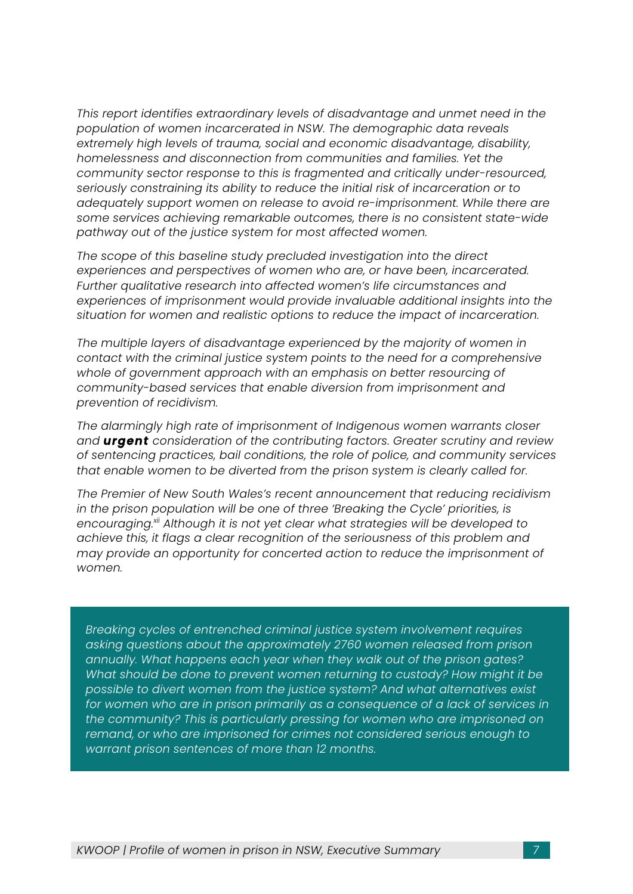*This report identifies extraordinary levels of disadvantage and unmet need in the population of women incarcerated in NSW. The demographic data reveals extremely high levels of trauma, social and economic disadvantage, disability, homelessness and disconnection from communities and families. Yet the community sector response to this is fragmented and critically under-resourced, seriously constraining its ability to reduce the initial risk of incarceration or to adequately support women on release to avoid re-imprisonment. While there are some services achieving remarkable outcomes, there is no consistent state-wide pathway out of the justice system for most affected women.*

*The scope of this baseline study precluded investigation into the direct experiences and perspectives of women who are, or have been, incarcerated. Further qualitative research into affected women's life circumstances and experiences of imprisonment would provide invaluable additional insights into the situation for women and realistic options to reduce the impact of incarceration.*

*The multiple layers of disadvantage experienced by the majority of women in contact with the criminal justice system points to the need for a comprehensive whole of government approach with an emphasis on better resourcing of community-based services that enable diversion from imprisonment and prevention of recidivism.*

*The alarmingly high rate of imprisonment of Indigenous women warrants closer and* ***urgent*** *consideration of the contributing factors. Greater scrutiny and review of sentencing practices, bail conditions, the role of police, and community services that enable women to be diverted from the prison system is clearly called for.*

*The Premier of New South Wales's recent announcement that reducing recidivism in the prison population will be one of three 'Breaking the Cycle' priorities, is encouraging.[xii] Although it is not yet clear what strategies will be developed to achieve this, it flags a clear recognition of the seriousness of this problem and may provide an opportunity for concerted action to reduce the imprisonment of women.*

*Breaking cycles of entrenched criminal justice system involvement requires asking questions about the approximately 2760 women released from prison annually. What happens each year when they walk out of the prison gates? What should be done to prevent women returning to custody? How might it be possible to divert women from the justice system? And what alternatives exist for women who are in prison primarily as a consequence of a lack of services in the community? This is particularly pressing for women who are imprisoned on remand, or who are imprisoned for crimes not considered serious enough to warrant prison sentences of more than 12 months.*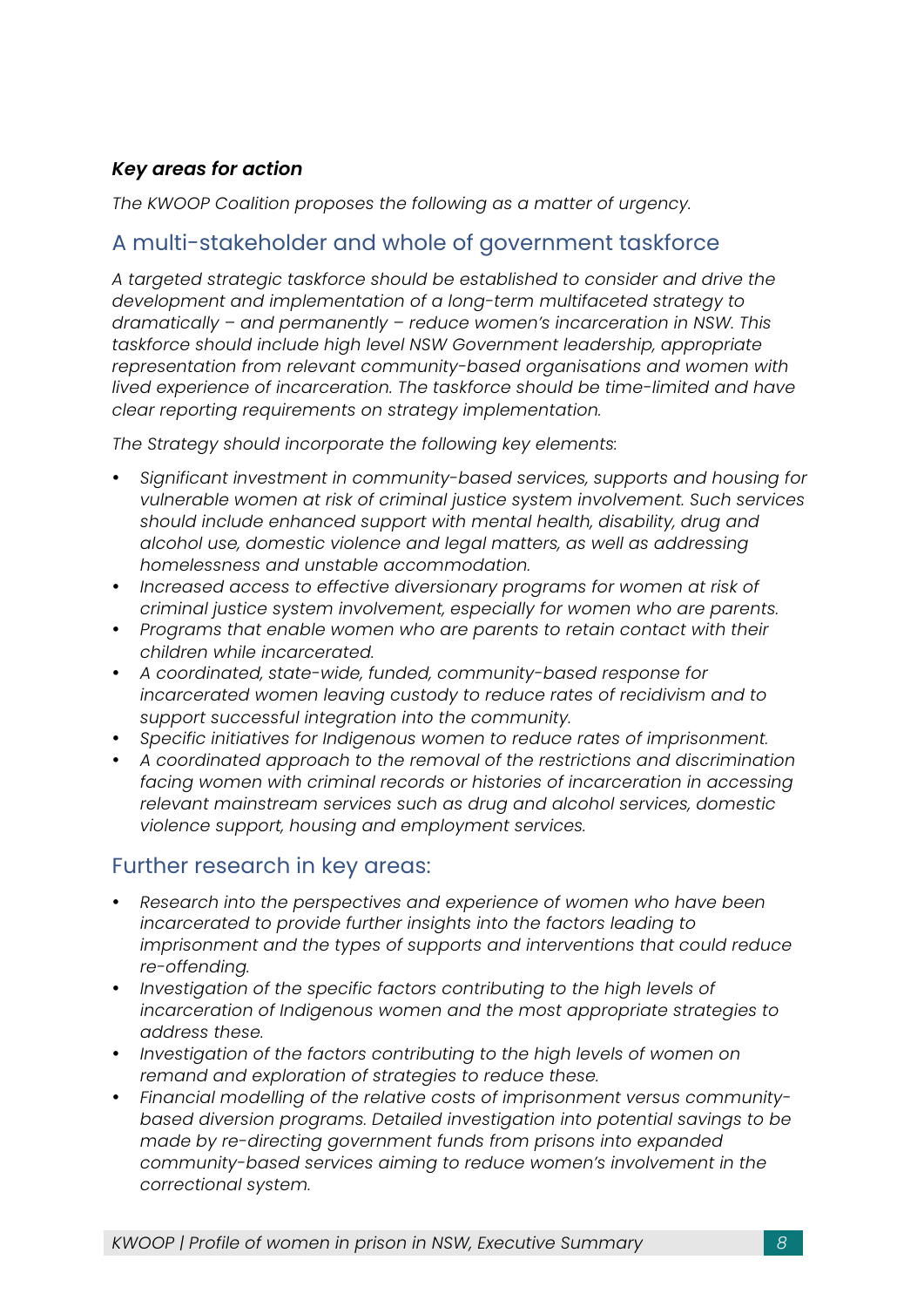***Key areas for action***

*The KWOOP Coalition proposes the following as a matter of urgency.*

## A multi-stakeholder and whole of government taskforce

*A targeted strategic taskforce should be established to consider and drive the development and implementation of a long-term multifaceted strategy to dramatically – and permanently – reduce women's incarceration in NSW. This taskforce should include high level NSW Government leadership, appropriate representation from relevant community-based organisations and women with lived experience of incarceration. The taskforce should be time-limited and have clear reporting requirements on strategy implementation.*

*The Strategy should incorporate the following key elements:*

- *Significant investment in community-based services, supports and housing for vulnerable women at risk of criminal justice system involvement. Such services should include enhanced support with mental health, disability, drug and alcohol use, domestic violence and legal matters, as well as addressing homelessness and unstable accommodation.*
- *Increased access to effective diversionary programs for women at risk of criminal justice system involvement, especially for women who are parents.*
- *Programs that enable women who are parents to retain contact with their children while incarcerated.*
- *A coordinated, state-wide, funded, community-based response for incarcerated women leaving custody to reduce rates of recidivism and to support successful integration into the community.*
- *Specific initiatives for Indigenous women to reduce rates of imprisonment.*
- *A coordinated approach to the removal of the restrictions and discrimination facing women with criminal records or histories of incarceration in accessing relevant mainstream services such as drug and alcohol services, domestic violence support, housing and employment services.*

## Further research in key areas:

- *Research into the perspectives and experience of women who have been incarcerated to provide further insights into the factors leading to imprisonment and the types of supports and interventions that could reduce re-offending.*
- *Investigation of the specific factors contributing to the high levels of incarceration of Indigenous women and the most appropriate strategies to address these.*
- *Investigation of the factors contributing to the high levels of women on remand and exploration of strategies to reduce these.*
- *Financial modelling of the relative costs of imprisonment versus community-based diversion programs. Detailed investigation into potential savings to be made by re-directing government funds from prisons into expanded community-based services aiming to reduce women's involvement in the correctional system.*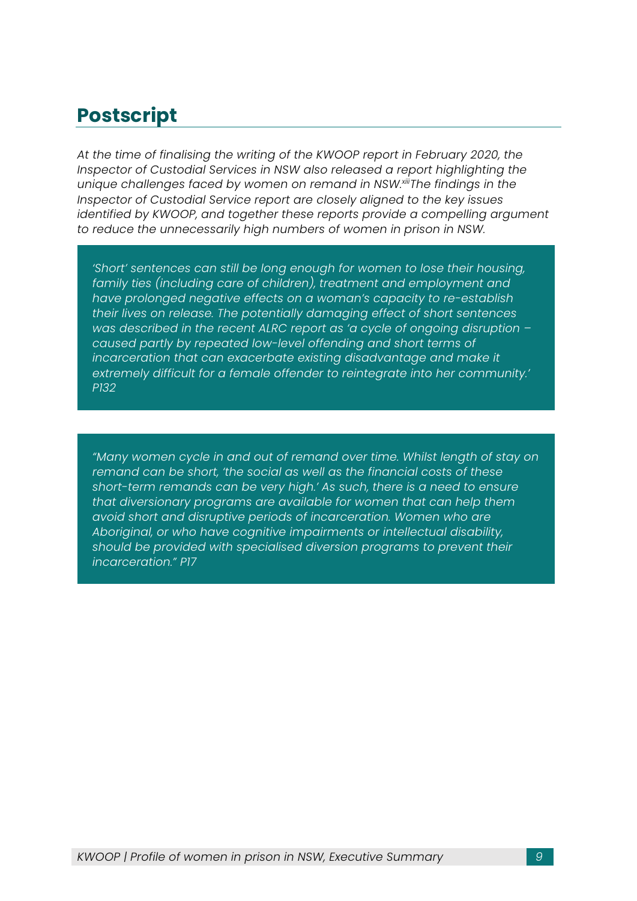## Postscript

*At the time of finalising the writing of the KWOOP report in February 2020, the Inspector of Custodial Services in NSW also released a report highlighting the unique challenges faced by women on remand in NSW.[xiii] The findings in the Inspector of Custodial Service report are closely aligned to the key issues identified by KWOOP, and together these reports provide a compelling argument to reduce the unnecessarily high numbers of women in prison in NSW.*

> *'Short' sentences can still be long enough for women to lose their housing, family ties (including care of children), treatment and employment and have prolonged negative effects on a woman's capacity to re-establish their lives on release. The potentially damaging effect of short sentences was described in the recent ALRC report as 'a cycle of ongoing disruption – caused partly by repeated low-level offending and short terms of incarceration that can exacerbate existing disadvantage and make it extremely difficult for a female offender to reintegrate into her community.' P132*

> *"Many women cycle in and out of remand over time. Whilst length of stay on remand can be short, 'the social as well as the financial costs of these short-term remands can be very high.' As such, there is a need to ensure that diversionary programs are available for women that can help them avoid short and disruptive periods of incarceration. Women who are Aboriginal, or who have cognitive impairments or intellectual disability, should be provided with specialised diversion programs to prevent their incarceration." P17*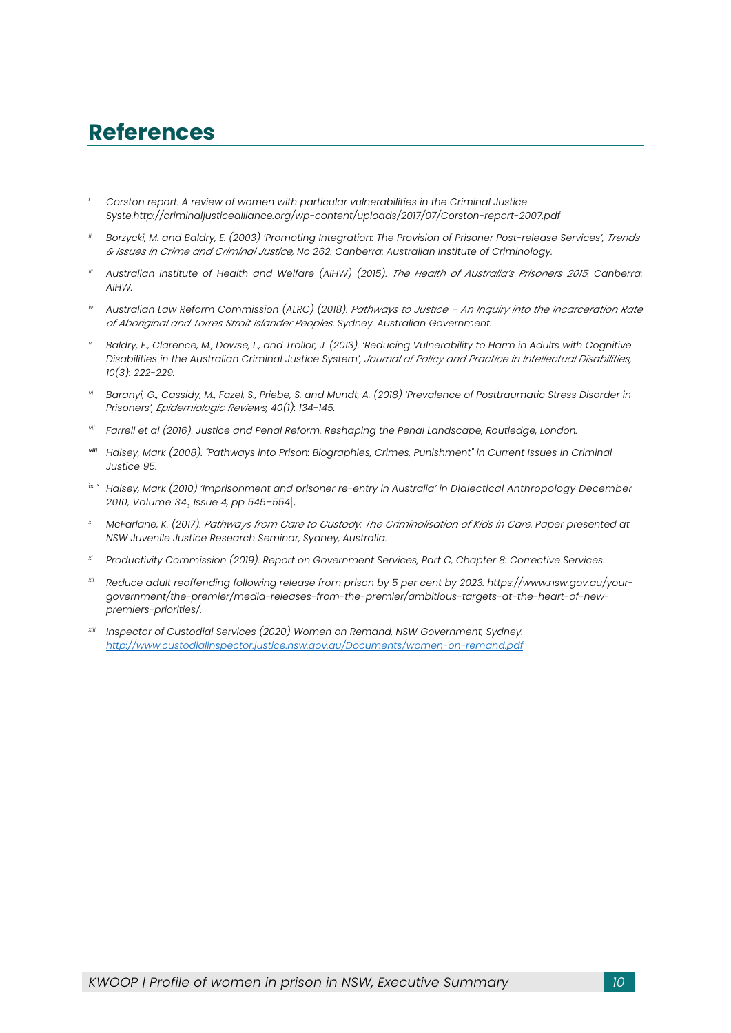# References

[i] Corston report. A review of women with particular vulnerabilities in the Criminal Justice Syste.http://criminaljusticealliance.org/wp-content/uploads/2017/07/Corston-report-2007.pdf

[ii] Borzycki, M. and Baldry, E. (2003) 'Promoting Integration: The Provision of Prisoner Post-release Services', *Trends & Issues in Crime and Criminal Justice*, No 262. Canberra: Australian Institute of Criminology.

[iii] Australian Institute of Health and Welfare (AIHW) (2015). *The Health of Australia's Prisoners 2015*. Canberra: AIHW.

[iv] Australian Law Reform Commission (ALRC) (2018). *Pathways to Justice – An Inquiry into the Incarceration Rate of Aboriginal and Torres Strait Islander Peoples*. Sydney: Australian Government.

[v] Baldry, E., Clarence, M., Dowse, L., and Trollor, J. (2013). 'Reducing Vulnerability to Harm in Adults with Cognitive Disabilities in the Australian Criminal Justice System', *Journal of Policy and Practice in Intellectual Disabilities*, 10(3): 222-229.

[vi] Baranyi, G., Cassidy, M., Fazel, S., Priebe, S. and Mundt, A. (2018) 'Prevalence of Posttraumatic Stress Disorder in Prisoners', *Epidemiologic Reviews*, 40(1): 134-145.

[vii] Farrell et al (2016). Justice and Penal Reform. Reshaping the Penal Landscape, Routledge, London.

[viii] Halsey, Mark (2008). "Pathways into Prison: Biographies, Crimes, Punishment" in Current Issues in Criminal Justice 95.

[ix] Halsey, Mark (2010) 'Imprisonment and prisoner re-entry in Australia' in Dialectical Anthropology December 2010, Volume 34, Issue 4, pp 545–554.

[x] McFarlane, K. (2017). *Pathways from Care to Custody: The Criminalisation of Kids in Care*. Paper presented at NSW Juvenile Justice Research Seminar, Sydney, Australia.

[xi] Productivity Commission (2019). Report on Government Services, Part C, Chapter 8: Corrective Services.

[xii] Reduce adult reoffending following release from prison by 5 per cent by 2023. https://www.nsw.gov.au/your-government/the-premier/media-releases-from-the-premier/ambitious-targets-at-the-heart-of-new-premiers-priorities/.

[xiii] Inspector of Custodial Services (2020) Women on Remand, NSW Government, Sydney. http://www.custodialinspector.justice.nsw.gov.au/Documents/women-on-remand.pdf